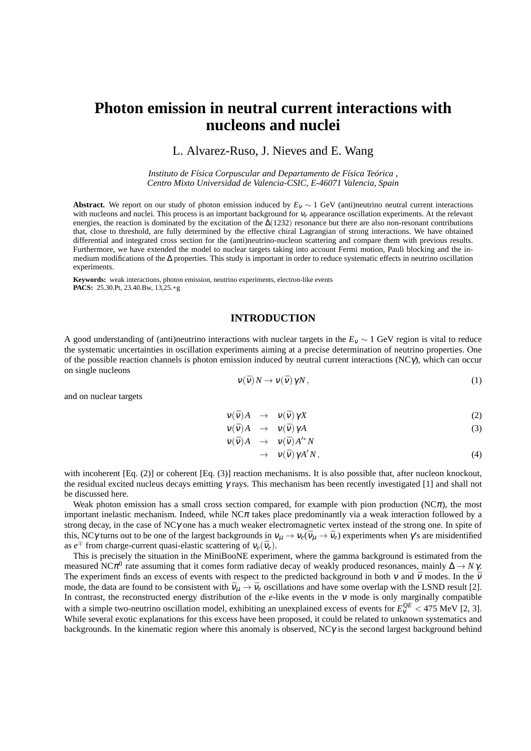# Photon emission in neutral current interactions with nucleons and nuclei

L. Alvarez-Ruso, J. Nieves and E. Wang

*Instituto de Física Corpuscular and Departamento de Física Teórica , Centro Mixto Universidad de Valencia-CSIC, E-46071 Valencia, Spain*

**Abstract.** We report on our study of photon emission induced by $E_\nu \sim 1$ GeV (anti)neutrino neutral current interactions with nucleons and nuclei. This process is an important background for $\nu_e$ appearance oscillation experiments. At the relevant energies, the reaction is dominated by the excitation of the $\Delta(1232)$ resonance but there are also non-resonant contributions that, close to threshold, are fully determined by the effective chiral Lagrangian of strong interactions. We have obtained differential and integrated cross section for the (anti)neutrino-nucleon scattering and compare them with previous results. Furthermore, we have extended the model to nuclear targets taking into account Fermi motion, Pauli blocking and the in-medium modifications of the $\Delta$ properties. This study is important in order to reduce systematic effects in neutrino oscillation experiments.

**Keywords:** weak interactions, photon emission, neutrino experiments, electron-like events
**PACS:** 25.30.Pt, 23.40.Bw, 13,25.+g

## INTRODUCTION

A good understanding of (anti)neutrino interactions with nuclear targets in the $E_\nu \sim 1$ GeV region is vital to reduce the systematic uncertainties in oscillation experiments aiming at a precise determination of neutrino properties. One of the possible reaction channels is photon emission induced by neutral current interactions (NC$\gamma$), which can occur on single nucleons

$$\nu(\bar{\nu})\,N \to \nu(\bar{\nu})\,\gamma N\,, \tag{1}$$

and on nuclear targets

$$\nu(\bar{\nu})A \;\;\to\;\; \nu(\bar{\nu})\,\gamma X \tag{2}$$

$$\nu(\bar{\nu})A \;\;\to\;\; \nu(\bar{\nu})\,\gamma A \tag{3}$$

$$\begin{aligned} \nu(\bar{\nu})A \;\;&\to\;\; \nu(\bar{\nu})A'^{*}N \\ &\to\;\; \nu(\bar{\nu})\,\gamma A' N\,, \end{aligned} \tag{4}$$

with incoherent [Eq. (2)] or coherent [Eq. (3)] reaction mechanisms. It is also possible that, after nucleon knockout, the residual excited nucleus decays emitting $\gamma$ rays. This mechanism has been recently investigated [1] and shall not be discussed here.

Weak photon emission has a small cross section compared, for example with pion production (NC$\pi$), the most important inelastic mechanism. Indeed, while NC$\pi$ takes place predominantly via a weak interaction followed by a strong decay, in the case of NC$\gamma$ one has a much weaker electromagnetic vertex instead of the strong one. In spite of this, NC$\gamma$ turns out to be one of the largest backgrounds in $\nu_\mu \to \nu_e(\bar{\nu}_\mu \to \bar{\nu}_e)$ experiments when $\gamma$'s are misidentified as $e^{\mp}$ from charge-current quasi-elastic scattering of $\nu_e(\bar{\nu}_e)$.

This is precisely the situation in the MiniBooNE experiment, where the gamma background is estimated from the measured NC$\pi^0$ rate assuming that it comes form radiative decay of weakly produced resonances, mainly $\Delta \to N\gamma$. The experiment finds an excess of events with respect to the predicted background in both $\nu$ and $\bar{\nu}$ modes. In the $\bar{\nu}$ mode, the data are found to be consistent with $\bar{\nu}_\mu \to \bar{\nu}_e$ oscillations and have some overlap with the LSND result [2]. In contrast, the reconstructed energy distribution of the $e$-like events in the $\nu$ mode is only marginally compatible with a simple two-neutrino oscillation model, exhibiting an unexplained excess of events for $E_\nu^{QE} < 475$ MeV [2, 3]. While several exotic explanations for this excess have been proposed, it could be related to unknown systematics and backgrounds. In the kinematic region where this anomaly is observed, NC$\gamma$ is the second largest background behind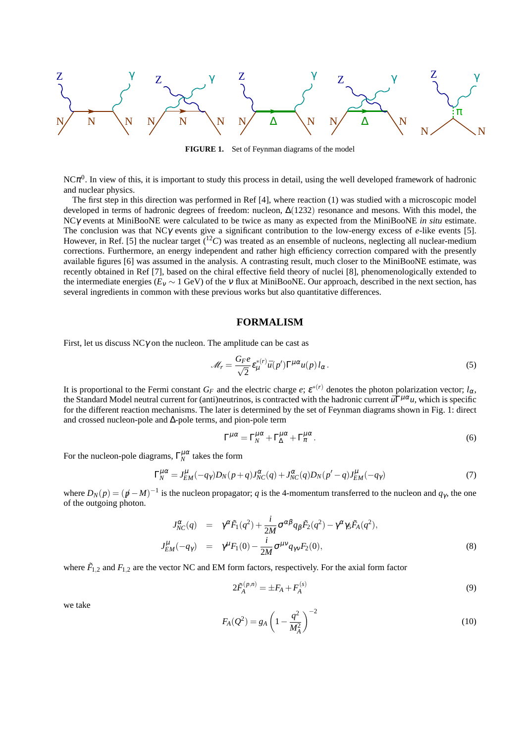FIGURE 1. Set of Feynman diagrams of the model

NC$\pi^0$. In view of this, it is important to study this process in detail, using the well developed framework of hadronic and nuclear physics.

The first step in this direction was performed in Ref [4], where reaction (1) was studied with a microscopic model developed in terms of hadronic degrees of freedom: nucleon, $\Delta(1232)$ resonance and mesons. With this model, the NC$\gamma$ events at MiniBooNE were calculated to be twice as many as expected from the MiniBooNE *in situ* estimate. The conclusion was that NC$\gamma$ events give a significant contribution to the low-energy excess of $e$-like events [5]. However, in Ref. [5] the nuclear target ($^{12}C$) was treated as an ensemble of nucleons, neglecting all nuclear-medium corrections. Furthermore, an energy independent and rather high efficiency correction compared with the presently available figures [6] was assumed in the analysis. A contrasting result, much closer to the MiniBooNE estimate, was recently obtained in Ref [7], based on the chiral effective field theory of nuclei [8], phenomenologically extended to the intermediate energies ($E_\nu \sim 1$ GeV) of the $\nu$ flux at MiniBooNE. Our approach, described in the next section, has several ingredients in common with these previous works but also quantitative differences.

## FORMALISM

First, let us discuss NC$\gamma$ on the nucleon. The amplitude can be cast as

$$\mathscr{M}_r = \frac{G_F e}{\sqrt{2}} \epsilon^{*(r)}_\mu \bar{u}(p') \Gamma^{\mu\alpha} u(p) l_\alpha \,. \tag{5}$$

It is proportional to the Fermi constant $G_F$ and the electric charge $e$; $\epsilon^{*(r)}$ denotes the photon polarization vector; $l_\alpha$, the Standard Model neutral current for (anti)neutrinos, is contracted with the hadronic current $\bar{u}\Gamma^{\mu\alpha}u$, which is specific for the different reaction mechanisms. The later is determined by the set of Feynman diagrams shown in Fig. 1: direct and crossed nucleon-pole and $\Delta$-pole terms, and pion-pole term

$$\Gamma^{\mu\alpha} = \Gamma^{\mu\alpha}_N + \Gamma^{\mu\alpha}_\Delta + \Gamma^{\mu\alpha}_\pi \,. \tag{6}$$

For the nucleon-pole diagrams, $\Gamma^{\mu\alpha}_N$ takes the form

$$\Gamma^{\mu\alpha}_N = J^\mu_{EM}(-q_\gamma) D_N(p+q) J^\alpha_{NC}(q) + J^\alpha_{NC}(q) D_N(p'-q) J^\mu_{EM}(-q_\gamma) \tag{7}$$

where $D_N(p) = (\not{p} - M)^{-1}$ is the nucleon propagator; $q$ is the 4-momentum transferred to the nucleon and $q_\gamma$, the one of the outgoing photon.

$$\begin{aligned} J^\alpha_{NC}(q) &= \gamma^\alpha \tilde{F}_1(q^2) + \frac{i}{2M}\sigma^{\alpha\beta} q_\beta \tilde{F}_2(q^2) - \gamma^\alpha \gamma_5 \tilde{F}_A(q^2), \\ J^\mu_{EM}(-q_\gamma) &= \gamma^\mu F_1(0) - \frac{i}{2M}\sigma^{\mu\nu} q_{\gamma\nu} F_2(0), \end{aligned} \tag{8}$$

where $\tilde{F}_{1,2}$ and $F_{1,2}$ are the vector NC and EM form factors, respectively. For the axial form factor

$$2\tilde{F}_A^{(p,n)} = \pm F_A + F_A^{(s)} \tag{9}$$

we take

$$F_A(Q^2) = g_A \left(1 - \frac{q^2}{M_A^2}\right)^{-2} \tag{10}$$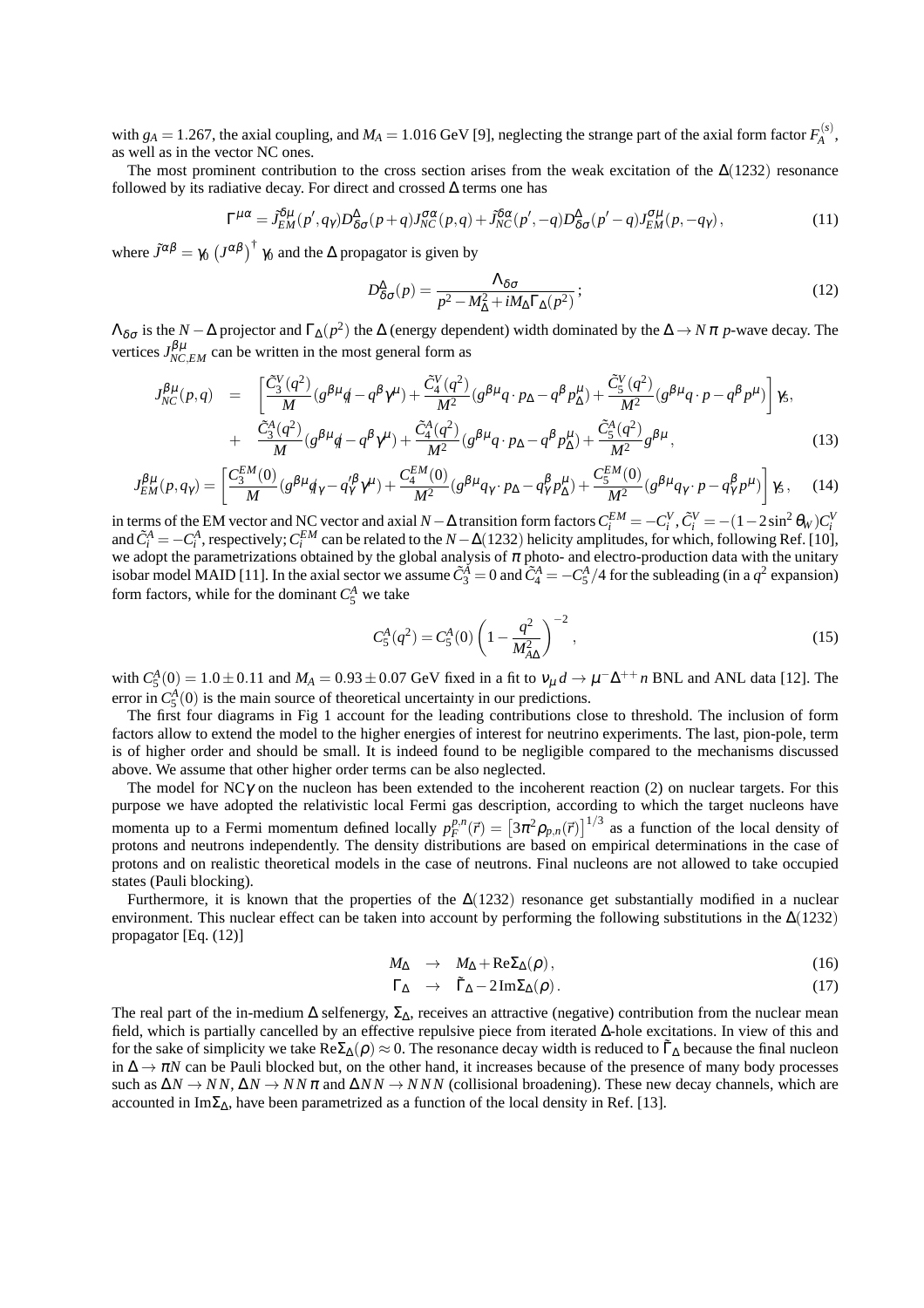with $g_A = 1.267$, the axial coupling, and $M_A = 1.016$ GeV [9], neglecting the strange part of the axial form factor $F_A^{(s)}$, as well as in the vector NC ones.

The most prominent contribution to the cross section arises from the weak excitation of the $\Delta(1232)$ resonance followed by its radiative decay. For direct and crossed $\Delta$ terms one has

$$\Gamma^{\mu\alpha} = \tilde{J}^{\delta\mu}_{EM}(p', q_\gamma) D^{\Delta}_{\delta\sigma}(p+q) J^{\sigma\alpha}_{NC}(p,q) + \tilde{J}^{\delta\alpha}_{NC}(p', -q) D^{\Delta}_{\delta\sigma}(p'-q) J^{\sigma\mu}_{EM}(p, -q_\gamma)\,, \tag{11}$$

where $\tilde{J}^{\alpha\beta} = \gamma_0 \left(J^{\alpha\beta}\right)^\dagger \gamma_0$ and the $\Delta$ propagator is given by

$$D^{\Delta}_{\delta\sigma}(p) = \frac{\Lambda_{\delta\sigma}}{p^2 - M_\Delta^2 + iM_\Delta \Gamma_\Delta(p^2)}\,; \tag{12}$$

$\Lambda_{\delta\sigma}$ is the $N-\Delta$ projector and $\Gamma_\Delta(p^2)$ the $\Delta$ (energy dependent) width dominated by the $\Delta \to N\pi$ $p$-wave decay. The vertices $J^{\beta\mu}_{NC,EM}$ can be written in the most general form as

$$\begin{aligned} J^{\beta\mu}_{NC}(p,q) &= \left[\frac{\tilde{C}_3^V(q^2)}{M}(g^{\beta\mu}\not{q} - q^\beta\gamma^\mu) + \frac{\tilde{C}_4^V(q^2)}{M^2}(g^{\beta\mu}q\cdot p_\Delta - q^\beta p_\Delta^\mu) + \frac{\tilde{C}_5^V(q^2)}{M^2}(g^{\beta\mu}q\cdot p - q^\beta p^\mu)\right]\gamma_5, \\ &+ \frac{\tilde{C}_3^A(q^2)}{M}(g^{\beta\mu}\not{q} - q^\beta\gamma^\mu) + \frac{\tilde{C}_4^A(q^2)}{M^2}(g^{\beta\mu}q\cdot p_\Delta - q^\beta p_\Delta^\mu) + \frac{\tilde{C}_5^A(q^2)}{M^2}g^{\beta\mu}, \end{aligned} \tag{13}$$

$$J^{\beta\mu}_{EM}(p,q_\gamma) = \left[\frac{C_3^{EM}(0)}{M}(g^{\beta\mu}\not{q}_\gamma - q_\gamma^\beta\gamma^\mu) + \frac{C_4^{EM}(0)}{M^2}(g^{\beta\mu}q_\gamma\cdot p_\Delta - q_\gamma^\beta p_\Delta^\mu) + \frac{C_5^{EM}(0)}{M^2}(g^{\beta\mu}q_\gamma\cdot p - q_\gamma^\beta p^\mu)\right]\gamma_5\,, \tag{14}$$

in terms of the EM vector and NC vector and axial $N-\Delta$ transition form factors $C_i^{EM} = -C_i^V$, $\tilde{C}_i^V = -(1-2\sin^2\theta_W)C_i^V$ and $\tilde{C}_i^A = -C_i^A$, respectively; $C_i^{EM}$ can be related to the $N-\Delta(1232)$ helicity amplitudes, for which, following Ref. [10], we adopt the parametrizations obtained by the global analysis of $\pi$ photo- and electro-production data with the unitary isobar model MAID [11]. In the axial sector we assume $\tilde{C}_3^A = 0$ and $\tilde{C}_4^A = -C_5^A/4$ for the subleading (in a $q^2$ expansion) form factors, while for the dominant $C_5^A$ we take

$$C_5^A(q^2) = C_5^A(0)\left(1 - \frac{q^2}{M_{A\Delta}^2}\right)^{-2}, \tag{15}$$

with $C_5^A(0) = 1.0 \pm 0.11$ and $M_A = 0.93 \pm 0.07$ GeV fixed in a fit to $\nu_\mu d \to \mu^- \Delta^{++} n$ BNL and ANL data [12]. The error in $C_5^A(0)$ is the main source of theoretical uncertainty in our predictions.

The first four diagrams in Fig 1 account for the leading contributions close to threshold. The inclusion of form factors allow to extend the model to the higher energies of interest for neutrino experiments. The last, pion-pole, term is of higher order and should be small. It is indeed found to be negligible compared to the mechanisms discussed above. We assume that other higher order terms can be also neglected.

The model for NC$\gamma$ on the nucleon has been extended to the incoherent reaction (2) on nuclear targets. For this purpose we have adopted the relativistic local Fermi gas description, according to which the target nucleons have momenta up to a Fermi momentum defined locally $p_F^{p,n}(\vec{r}) = \left[3\pi^2\rho_{p,n}(\vec{r})\right]^{1/3}$ as a function of the local density of protons and neutrons independently. The density distributions are based on empirical determinations in the case of protons and on realistic theoretical models in the case of neutrons. Final nucleons are not allowed to take occupied states (Pauli blocking).

Furthermore, it is known that the properties of the $\Delta(1232)$ resonance get substantially modified in a nuclear environment. This nuclear effect can be taken into account by performing the following substitutions in the $\Delta(1232)$ propagator [Eq. (12)]

$$M_\Delta \;\to\; M_\Delta + \mathrm{Re}\Sigma_\Delta(\rho)\,, \tag{16}$$

$$\Gamma_\Delta \;\to\; \tilde{\Gamma}_\Delta - 2\,\mathrm{Im}\Sigma_\Delta(\rho)\,. \tag{17}$$

The real part of the in-medium $\Delta$ selfenergy, $\Sigma_\Delta$, receives an attractive (negative) contribution from the nuclear mean field, which is partially cancelled by an effective repulsive piece from iterated $\Delta$-hole excitations. In view of this and for the sake of simplicity we take $\mathrm{Re}\Sigma_\Delta(\rho) \approx 0$. The resonance decay width is reduced to $\tilde{\Gamma}_\Delta$ because the final nucleon in $\Delta \to \pi N$ can be Pauli blocked but, on the other hand, it increases because of the presence of many body processes such as $\Delta N \to NN$, $\Delta N \to NN\pi$ and $\Delta NN \to NNN$ (collisional broadening). These new decay channels, which are accounted in $\mathrm{Im}\Sigma_\Delta$, have been parametrized as a function of the local density in Ref. [13].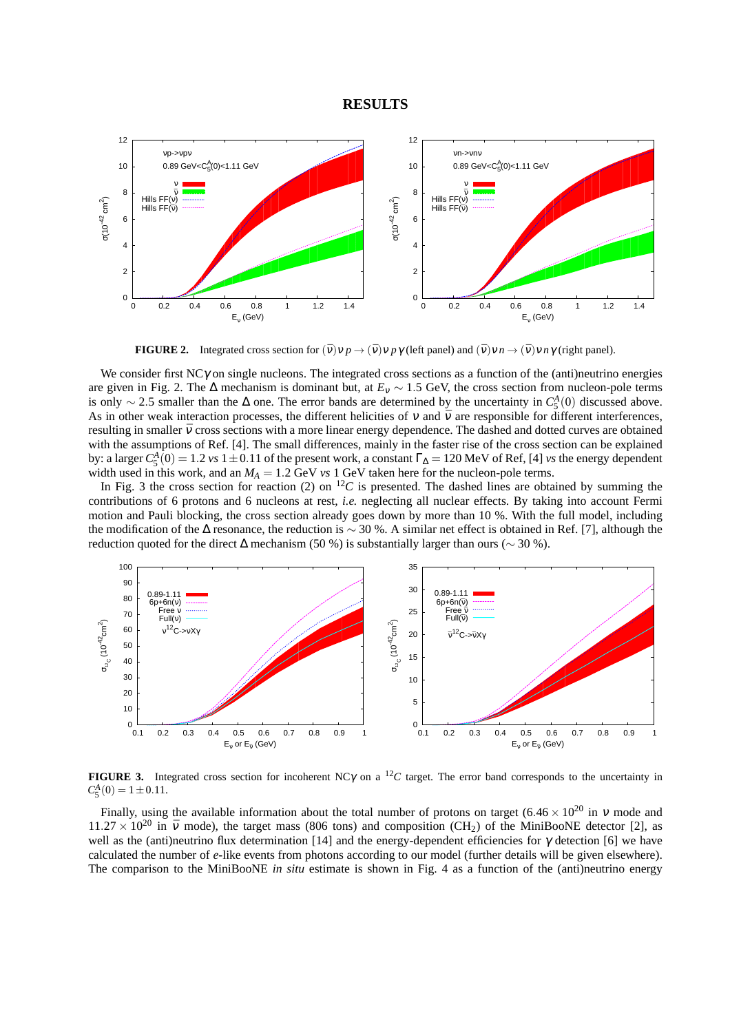## RESULTS

**FIGURE 2.** Integrated cross section for $(\overline{\nu})\nu p \to (\overline{\nu})\nu p \gamma$ (left panel) and $(\overline{\nu})\nu n \to (\overline{\nu})\nu n \gamma$ (right panel).

We consider first NC$\gamma$ on single nucleons. The integrated cross sections as a function of the (anti)neutrino energies are given in Fig. 2. The $\Delta$ mechanism is dominant but, at $E_\nu \sim 1.5$ GeV, the cross section from nucleon-pole terms is only $\sim 2.5$ smaller than the $\Delta$ one. The error bands are determined by the uncertainty in $C_5^A(0)$ discussed above. As in other weak interaction processes, the different helicities of $\nu$ and $\bar{\nu}$ are responsible for different interferences, resulting in smaller $\bar{\nu}$ cross sections with a more linear energy dependence. The dashed and dotted curves are obtained with the assumptions of Ref. [4]. The small differences, mainly in the faster rise of the cross section can be explained by: a larger $C_5^A(0) = 1.2$ *vs* $1 \pm 0.11$ of the present work, a constant $\Gamma_\Delta = 120$ MeV of Ref, [4] *vs* the energy dependent width used in this work, and an $M_A = 1.2$ GeV *vs* 1 GeV taken here for the nucleon-pole terms.

In Fig. 3 the cross section for reaction (2) on $^{12}C$ is presented. The dashed lines are obtained by summing the contributions of 6 protons and 6 nucleons at rest, *i.e.* neglecting all nuclear effects. By taking into account Fermi motion and Pauli blocking, the cross section already goes down by more than 10 %. With the full model, including the modification of the $\Delta$ resonance, the reduction is $\sim 30$ %. A similar net effect is obtained in Ref. [7], although the reduction quoted for the direct $\Delta$ mechanism (50 %) is substantially larger than ours ($\sim 30$ %).

**FIGURE 3.** Integrated cross section for incoherent NC$\gamma$ on a $^{12}C$ target. The error band corresponds to the uncertainty in $C_5^A(0) = 1 \pm 0.11$.

Finally, using the available information about the total number of protons on target ($6.46 \times 10^{20}$ in $\nu$ mode and $11.27 \times 10^{20}$ in $\bar{\nu}$ mode), the target mass (806 tons) and composition ($CH_2$) of the MiniBooNE detector [2], as well as the (anti)neutrino flux determination [14] and the energy-dependent efficiencies for $\gamma$ detection [6] we have calculated the number of $e$-like events from photons according to our model (further details will be given elsewhere). The comparison to the MiniBooNE *in situ* estimate is shown in Fig. 4 as a function of the (anti)neutrino energy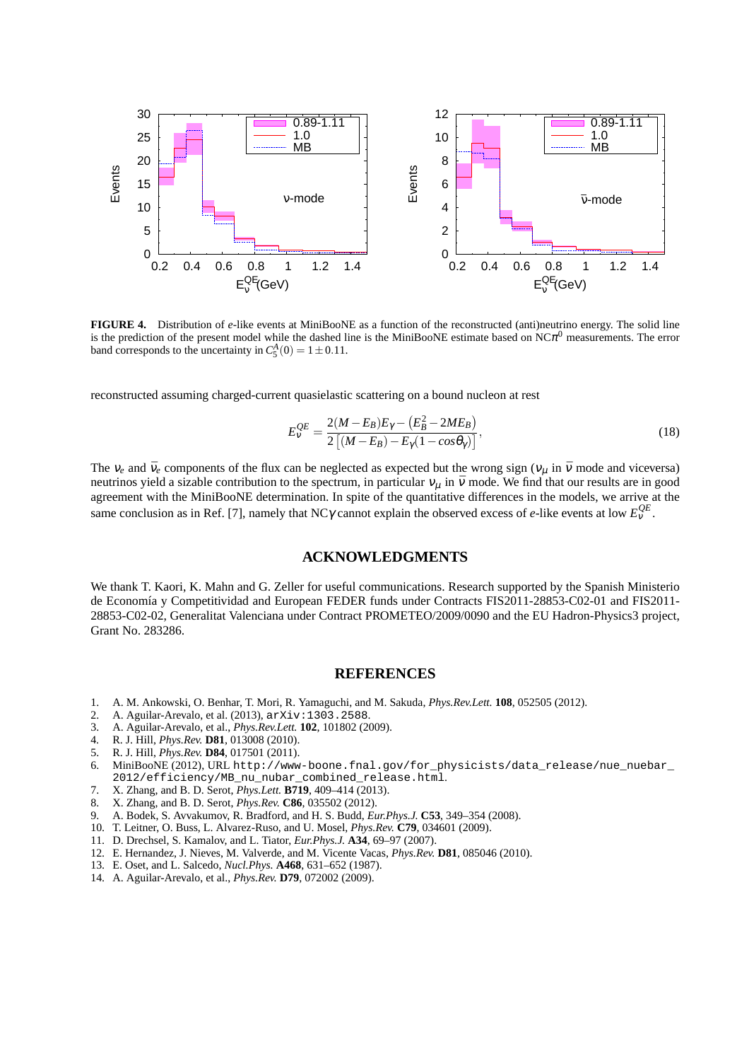30
25
20
15
10
5
0
Events
0.2 0.4 0.6 0.8 1 1.2 1.4
$E_\nu^{QE}$(GeV)
0.89-1.11
1.0
MB
ν-mode

12
10
8
6
4
2
0
Events
0.2 0.4 0.6 0.8 1 1.2 1.4
$E_\nu^{QE}$(GeV)
0.89-1.11
1.0
MB
$\bar{\nu}$-mode

**FIGURE 4.** Distribution of *e*-like events at MiniBooNE as a function of the reconstructed (anti)neutrino energy. The solid line is the prediction of the present model while the dashed line is the MiniBooNE estimate based on NC$\pi^0$ measurements. The error band corresponds to the uncertainty in $C_5^A(0) = 1 \pm 0.11$.

reconstructed assuming charged-current quasielastic scattering on a bound nucleon at rest

$$E_\nu^{QE} = \frac{2(M - E_B)E_\gamma - \left(E_B^2 - 2ME_B\right)}{2\left[(M - E_B) - E_\gamma(1 - \cos\theta_\gamma)\right]}, \tag{18}$$

The $\nu_e$ and $\bar{\nu}_e$ components of the flux can be neglected as expected but the wrong sign ($\nu_\mu$ in $\bar{\nu}$ mode and viceversa) neutrinos yield a sizable contribution to the spectrum, in particular $\nu_\mu$ in $\bar{\nu}$ mode. We find that our results are in good agreement with the MiniBooNE determination. In spite of the quantitative differences in the models, we arrive at the same conclusion as in Ref. [7], namely that NC$\gamma$ cannot explain the observed excess of *e*-like events at low $E_\nu^{QE}$.

## ACKNOWLEDGMENTS

We thank T. Kaori, K. Mahn and G. Zeller for useful communications. Research supported by the Spanish Ministerio de Economía y Competitividad and European FEDER funds under Contracts FIS2011-28853-C02-01 and FIS2011-28853-C02-02, Generalitat Valenciana under Contract PROMETEO/2009/0090 and the EU Hadron-Physics3 project, Grant No. 283286.

## REFERENCES

1. A. M. Ankowski, O. Benhar, T. Mori, R. Yamaguchi, and M. Sakuda, *Phys.Rev.Lett.* **108**, 052505 (2012).
2. A. Aguilar-Arevalo, et al. (2013), `arXiv:1303.2588`.
3. A. Aguilar-Arevalo, et al., *Phys.Rev.Lett.* **102**, 101802 (2009).
4. R. J. Hill, *Phys.Rev.* **D81**, 013008 (2010).
5. R. J. Hill, *Phys.Rev.* **D84**, 017501 (2011).
6. MiniBooNE (2012), URL `http://www-boone.fnal.gov/for_physicists/data_release/nue_nuebar_2012/efficiency/MB_nu_nubar_combined_release.html`.
7. X. Zhang, and B. D. Serot, *Phys.Lett.* **B719**, 409–414 (2013).
8. X. Zhang, and B. D. Serot, *Phys.Rev.* **C86**, 035502 (2012).
9. A. Bodek, S. Avvakumov, R. Bradford, and H. S. Budd, *Eur.Phys.J.* **C53**, 349–354 (2008).
10. T. Leitner, O. Buss, L. Alvarez-Ruso, and U. Mosel, *Phys.Rev.* **C79**, 034601 (2009).
11. D. Drechsel, S. Kamalov, and L. Tiator, *Eur.Phys.J.* **A34**, 69–97 (2007).
12. E. Hernandez, J. Nieves, M. Valverde, and M. Vicente Vacas, *Phys.Rev.* **D81**, 085046 (2010).
13. E. Oset, and L. Salcedo, *Nucl.Phys.* **A468**, 631–652 (1987).
14. A. Aguilar-Arevalo, et al., *Phys.Rev.* **D79**, 072002 (2009).